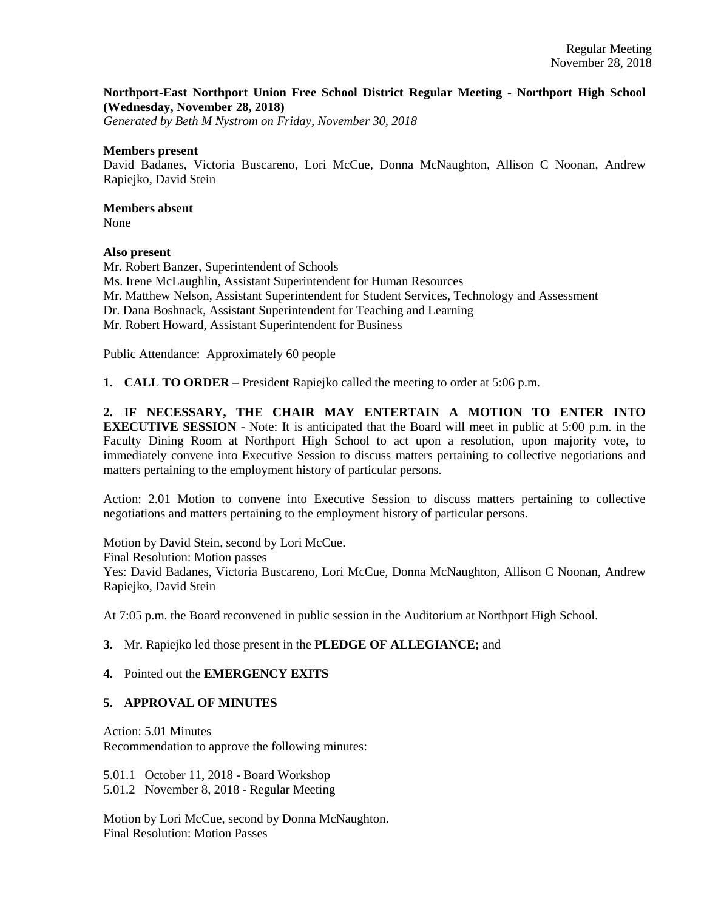**Northport-East Northport Union Free School District Regular Meeting - Northport High School (Wednesday, November 28, 2018)**

*Generated by Beth M Nystrom on Friday, November 30, 2018*

**Members present**

David Badanes, Victoria Buscareno, Lori McCue, Donna McNaughton, Allison C Noonan, Andrew Rapiejko, David Stein

**Members absent**

None

**Also present**

Mr. Robert Banzer, Superintendent of Schools
Ms. Irene McLaughlin, Assistant Superintendent for Human Resources
Mr. Matthew Nelson, Assistant Superintendent for Student Services, Technology and Assessment
Dr. Dana Boshnack, Assistant Superintendent for Teaching and Learning
Mr. Robert Howard, Assistant Superintendent for Business

Public Attendance: Approximately 60 people

**1. CALL TO ORDER** – President Rapiejko called the meeting to order at 5:06 p.m.

**2. IF NECESSARY, THE CHAIR MAY ENTERTAIN A MOTION TO ENTER INTO EXECUTIVE SESSION** - Note: It is anticipated that the Board will meet in public at 5:00 p.m. in the Faculty Dining Room at Northport High School to act upon a resolution, upon majority vote, to immediately convene into Executive Session to discuss matters pertaining to collective negotiations and matters pertaining to the employment history of particular persons.

Action: 2.01 Motion to convene into Executive Session to discuss matters pertaining to collective negotiations and matters pertaining to the employment history of particular persons.

Motion by David Stein, second by Lori McCue.
Final Resolution: Motion passes
Yes: David Badanes, Victoria Buscareno, Lori McCue, Donna McNaughton, Allison C Noonan, Andrew Rapiejko, David Stein

At 7:05 p.m. the Board reconvened in public session in the Auditorium at Northport High School.

**3.** Mr. Rapiejko led those present in the **PLEDGE OF ALLEGIANCE;** and

**4.** Pointed out the **EMERGENCY EXITS**

**5. APPROVAL OF MINUTES**

Action: 5.01 Minutes
Recommendation to approve the following minutes:

5.01.1 October 11, 2018 - Board Workshop
5.01.2 November 8, 2018 - Regular Meeting

Motion by Lori McCue, second by Donna McNaughton.
Final Resolution: Motion Passes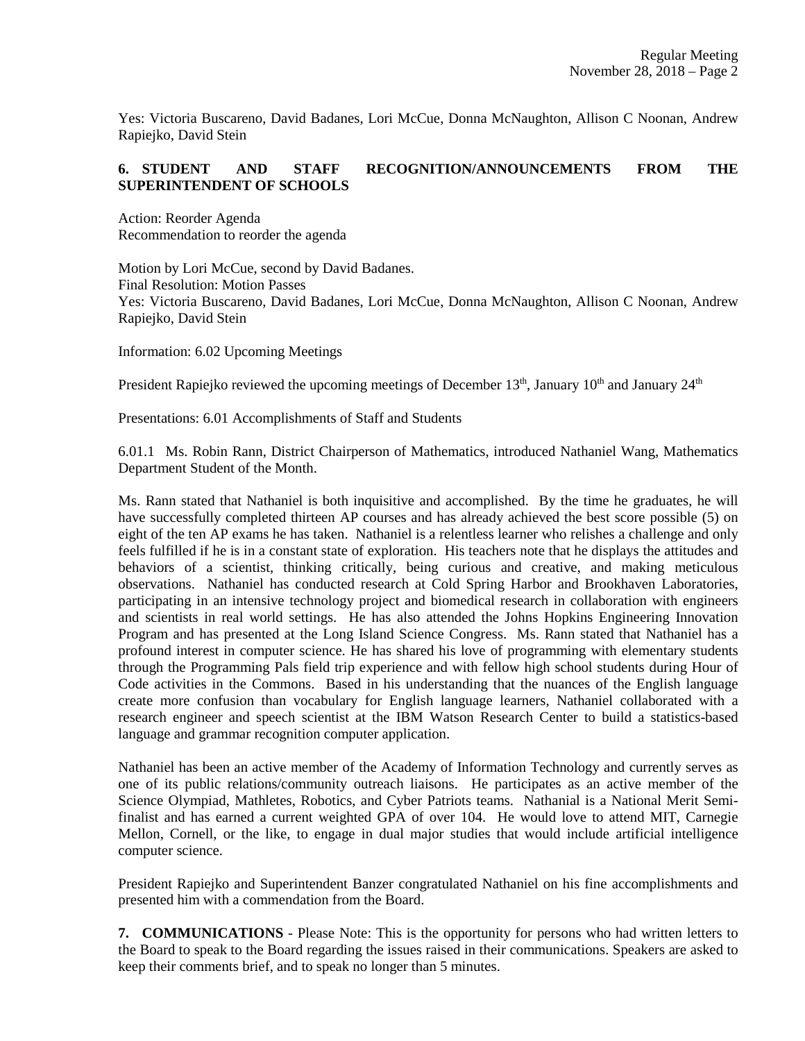Yes: Victoria Buscareno, David Badanes, Lori McCue, Donna McNaughton, Allison C Noonan, Andrew Rapiejko, David Stein

**6. STUDENT AND STAFF RECOGNITION/ANNOUNCEMENTS FROM THE SUPERINTENDENT OF SCHOOLS**

Action: Reorder Agenda
Recommendation to reorder the agenda

Motion by Lori McCue, second by David Badanes.
Final Resolution: Motion Passes
Yes: Victoria Buscareno, David Badanes, Lori McCue, Donna McNaughton, Allison C Noonan, Andrew Rapiejko, David Stein

Information: 6.02 Upcoming Meetings

President Rapiejko reviewed the upcoming meetings of December 13th, January 10th and January 24th

Presentations: 6.01 Accomplishments of Staff and Students

6.01.1 Ms. Robin Rann, District Chairperson of Mathematics, introduced Nathaniel Wang, Mathematics Department Student of the Month.

Ms. Rann stated that Nathaniel is both inquisitive and accomplished. By the time he graduates, he will have successfully completed thirteen AP courses and has already achieved the best score possible (5) on eight of the ten AP exams he has taken. Nathaniel is a relentless learner who relishes a challenge and only feels fulfilled if he is in a constant state of exploration. His teachers note that he displays the attitudes and behaviors of a scientist, thinking critically, being curious and creative, and making meticulous observations. Nathaniel has conducted research at Cold Spring Harbor and Brookhaven Laboratories, participating in an intensive technology project and biomedical research in collaboration with engineers and scientists in real world settings. He has also attended the Johns Hopkins Engineering Innovation Program and has presented at the Long Island Science Congress. Ms. Rann stated that Nathaniel has a profound interest in computer science. He has shared his love of programming with elementary students through the Programming Pals field trip experience and with fellow high school students during Hour of Code activities in the Commons. Based in his understanding that the nuances of the English language create more confusion than vocabulary for English language learners, Nathaniel collaborated with a research engineer and speech scientist at the IBM Watson Research Center to build a statistics-based language and grammar recognition computer application.

Nathaniel has been an active member of the Academy of Information Technology and currently serves as one of its public relations/community outreach liaisons. He participates as an active member of the Science Olympiad, Mathletes, Robotics, and Cyber Patriots teams. Nathanial is a National Merit Semi-finalist and has earned a current weighted GPA of over 104. He would love to attend MIT, Carnegie Mellon, Cornell, or the like, to engage in dual major studies that would include artificial intelligence computer science.

President Rapiejko and Superintendent Banzer congratulated Nathaniel on his fine accomplishments and presented him with a commendation from the Board.

**7. COMMUNICATIONS** - Please Note: This is the opportunity for persons who had written letters to the Board to speak to the Board regarding the issues raised in their communications. Speakers are asked to keep their comments brief, and to speak no longer than 5 minutes.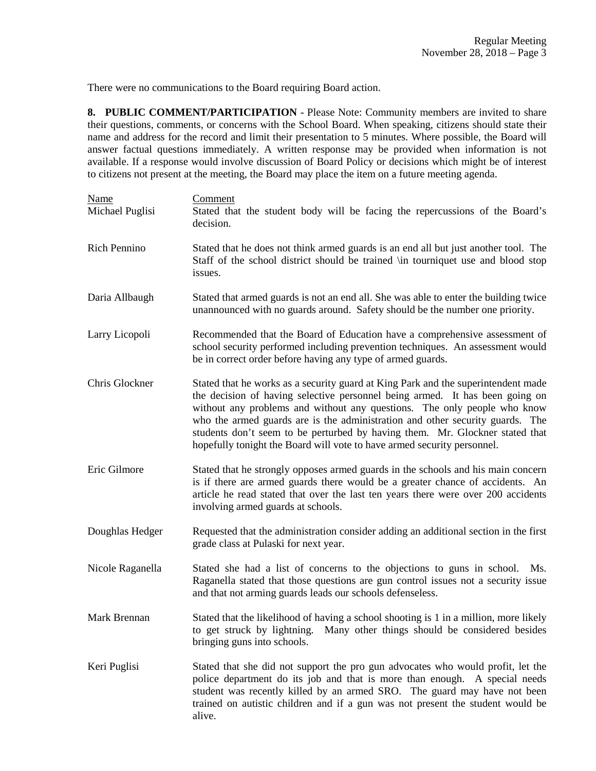There were no communications to the Board requiring Board action.

**8. PUBLIC COMMENT/PARTICIPATION** - Please Note: Community members are invited to share their questions, comments, or concerns with the School Board. When speaking, citizens should state their name and address for the record and limit their presentation to 5 minutes. Where possible, the Board will answer factual questions immediately. A written response may be provided when information is not available. If a response would involve discussion of Board Policy or decisions which might be of interest to citizens not present at the meeting, the Board may place the item on a future meeting agenda.

| Name | Comment |
| --- | --- |
| Michael Puglisi | Stated that the student body will be facing the repercussions of the Board's decision. |
| Rich Pennino | Stated that he does not think armed guards is an end all but just another tool. The Staff of the school district should be trained \in tourniquet use and blood stop issues. |
| Daria Allbaugh | Stated that armed guards is not an end all. She was able to enter the building twice unannounced with no guards around. Safety should be the number one priority. |
| Larry Licopoli | Recommended that the Board of Education have a comprehensive assessment of school security performed including prevention techniques. An assessment would be in correct order before having any type of armed guards. |
| Chris Glockner | Stated that he works as a security guard at King Park and the superintendent made the decision of having selective personnel being armed. It has been going on without any problems and without any questions. The only people who know who the armed guards are is the administration and other security guards. The students don't seem to be perturbed by having them. Mr. Glockner stated that hopefully tonight the Board will vote to have armed security personnel. |
| Eric Gilmore | Stated that he strongly opposes armed guards in the schools and his main concern is if there are armed guards there would be a greater chance of accidents. An article he read stated that over the last ten years there were over 200 accidents involving armed guards at schools. |
| Doughlas Hedger | Requested that the administration consider adding an additional section in the first grade class at Pulaski for next year. |
| Nicole Raganella | Stated she had a list of concerns to the objections to guns in school. Ms. Raganella stated that those questions are gun control issues not a security issue and that not arming guards leads our schools defenseless. |
| Mark Brennan | Stated that the likelihood of having a school shooting is 1 in a million, more likely to get struck by lightning. Many other things should be considered besides bringing guns into schools. |
| Keri Puglisi | Stated that she did not support the pro gun advocates who would profit, let the police department do its job and that is more than enough. A special needs student was recently killed by an armed SRO. The guard may have not been trained on autistic children and if a gun was not present the student would be alive. |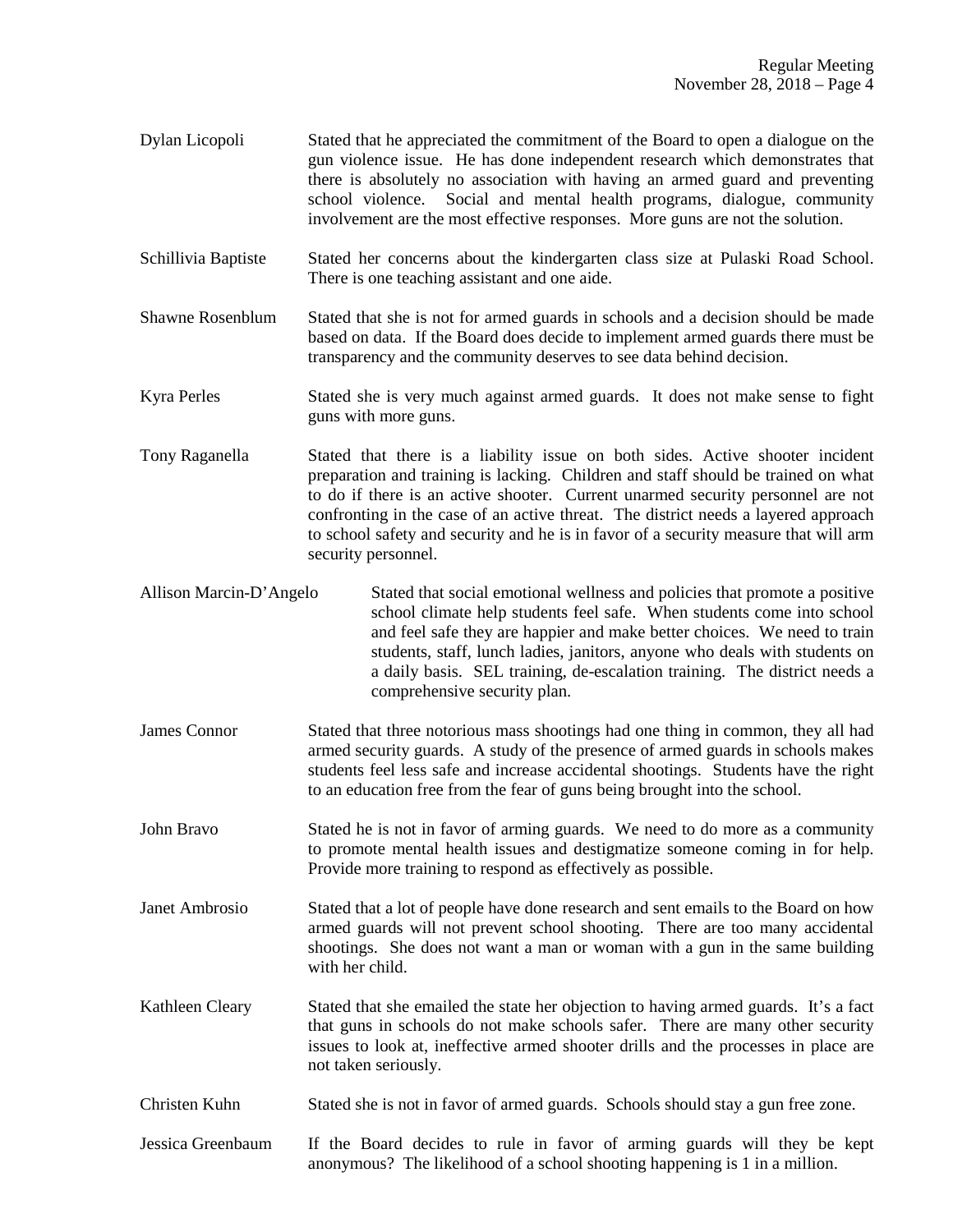Dylan Licopoli — Stated that he appreciated the commitment of the Board to open a dialogue on the gun violence issue. He has done independent research which demonstrates that there is absolutely no association with having an armed guard and preventing school violence. Social and mental health programs, dialogue, community involvement are the most effective responses. More guns are not the solution.

Schillivia Baptiste — Stated her concerns about the kindergarten class size at Pulaski Road School. There is one teaching assistant and one aide.

Shawne Rosenblum — Stated that she is not for armed guards in schools and a decision should be made based on data. If the Board does decide to implement armed guards there must be transparency and the community deserves to see data behind decision.

Kyra Perles — Stated she is very much against armed guards. It does not make sense to fight guns with more guns.

Tony Raganella — Stated that there is a liability issue on both sides. Active shooter incident preparation and training is lacking. Children and staff should be trained on what to do if there is an active shooter. Current unarmed security personnel are not confronting in the case of an active threat. The district needs a layered approach to school safety and security and he is in favor of a security measure that will arm security personnel.

Allison Marcin-D'Angelo — Stated that social emotional wellness and policies that promote a positive school climate help students feel safe. When students come into school and feel safe they are happier and make better choices. We need to train students, staff, lunch ladies, janitors, anyone who deals with students on a daily basis. SEL training, de-escalation training. The district needs a comprehensive security plan.

James Connor — Stated that three notorious mass shootings had one thing in common, they all had armed security guards. A study of the presence of armed guards in schools makes students feel less safe and increase accidental shootings. Students have the right to an education free from the fear of guns being brought into the school.

John Bravo — Stated he is not in favor of arming guards. We need to do more as a community to promote mental health issues and destigmatize someone coming in for help. Provide more training to respond as effectively as possible.

Janet Ambrosio — Stated that a lot of people have done research and sent emails to the Board on how armed guards will not prevent school shooting. There are too many accidental shootings. She does not want a man or woman with a gun in the same building with her child.

Kathleen Cleary — Stated that she emailed the state her objection to having armed guards. It's a fact that guns in schools do not make schools safer. There are many other security issues to look at, ineffective armed shooter drills and the processes in place are not taken seriously.

Christen Kuhn — Stated she is not in favor of armed guards. Schools should stay a gun free zone.

Jessica Greenbaum — If the Board decides to rule in favor of arming guards will they be kept anonymous? The likelihood of a school shooting happening is 1 in a million.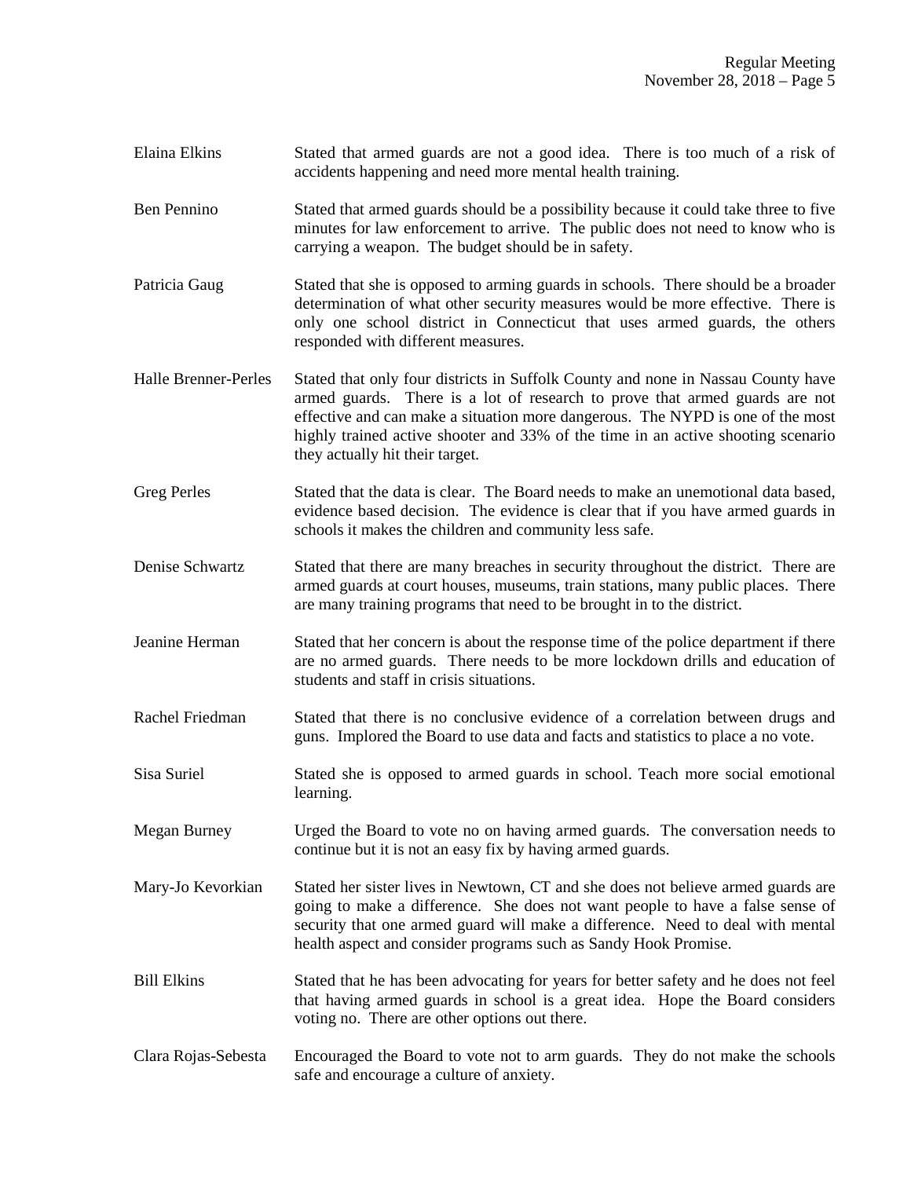Elaina Elkins Stated that armed guards are not a good idea. There is too much of a risk of accidents happening and need more mental health training.

Ben Pennino Stated that armed guards should be a possibility because it could take three to five minutes for law enforcement to arrive. The public does not need to know who is carrying a weapon. The budget should be in safety.

Patricia Gaug Stated that she is opposed to arming guards in schools. There should be a broader determination of what other security measures would be more effective. There is only one school district in Connecticut that uses armed guards, the others responded with different measures.

Halle Brenner-Perles Stated that only four districts in Suffolk County and none in Nassau County have armed guards. There is a lot of research to prove that armed guards are not effective and can make a situation more dangerous. The NYPD is one of the most highly trained active shooter and 33% of the time in an active shooting scenario they actually hit their target.

Greg Perles Stated that the data is clear. The Board needs to make an unemotional data based, evidence based decision. The evidence is clear that if you have armed guards in schools it makes the children and community less safe.

Denise Schwartz Stated that there are many breaches in security throughout the district. There are armed guards at court houses, museums, train stations, many public places. There are many training programs that need to be brought in to the district.

Jeanine Herman Stated that her concern is about the response time of the police department if there are no armed guards. There needs to be more lockdown drills and education of students and staff in crisis situations.

Rachel Friedman Stated that there is no conclusive evidence of a correlation between drugs and guns. Implored the Board to use data and facts and statistics to place a no vote.

Sisa Suriel Stated she is opposed to armed guards in school. Teach more social emotional learning.

Megan Burney Urged the Board to vote no on having armed guards. The conversation needs to continue but it is not an easy fix by having armed guards.

Mary-Jo Kevorkian Stated her sister lives in Newtown, CT and she does not believe armed guards are going to make a difference. She does not want people to have a false sense of security that one armed guard will make a difference. Need to deal with mental health aspect and consider programs such as Sandy Hook Promise.

Bill Elkins Stated that he has been advocating for years for better safety and he does not feel that having armed guards in school is a great idea. Hope the Board considers voting no. There are other options out there.

Clara Rojas-Sebesta Encouraged the Board to vote not to arm guards. They do not make the schools safe and encourage a culture of anxiety.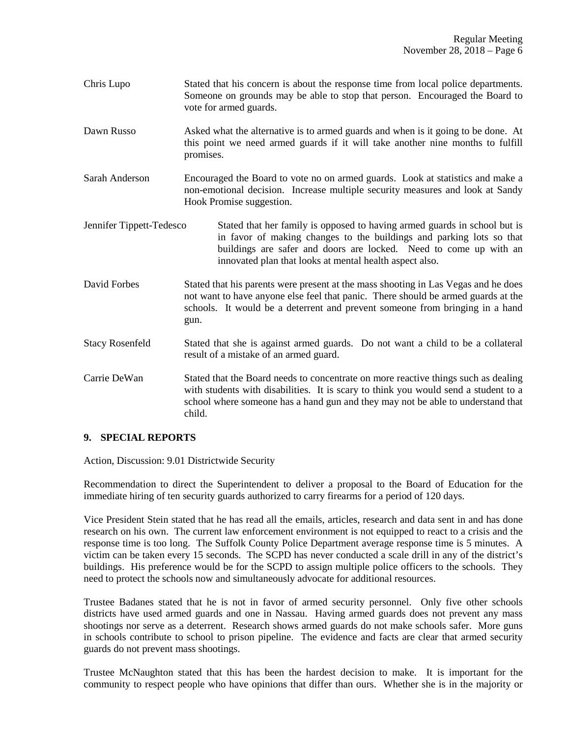Chris Lupo — Stated that his concern is about the response time from local police departments. Someone on grounds may be able to stop that person. Encouraged the Board to vote for armed guards.

Dawn Russo — Asked what the alternative is to armed guards and when is it going to be done. At this point we need armed guards if it will take another nine months to fulfill promises.

Sarah Anderson — Encouraged the Board to vote no on armed guards. Look at statistics and make a non-emotional decision. Increase multiple security measures and look at Sandy Hook Promise suggestion.

Jennifer Tippett-Tedesco — Stated that her family is opposed to having armed guards in school but is in favor of making changes to the buildings and parking lots so that buildings are safer and doors are locked. Need to come up with an innovated plan that looks at mental health aspect also.

David Forbes — Stated that his parents were present at the mass shooting in Las Vegas and he does not want to have anyone else feel that panic. There should be armed guards at the schools. It would be a deterrent and prevent someone from bringing in a hand gun.

Stacy Rosenfeld — Stated that she is against armed guards. Do not want a child to be a collateral result of a mistake of an armed guard.

Carrie DeWan — Stated that the Board needs to concentrate on more reactive things such as dealing with students with disabilities. It is scary to think you would send a student to a school where someone has a hand gun and they may not be able to understand that child.

## 9. SPECIAL REPORTS

Action, Discussion: 9.01 Districtwide Security

Recommendation to direct the Superintendent to deliver a proposal to the Board of Education for the immediate hiring of ten security guards authorized to carry firearms for a period of 120 days.

Vice President Stein stated that he has read all the emails, articles, research and data sent in and has done research on his own. The current law enforcement environment is not equipped to react to a crisis and the response time is too long. The Suffolk County Police Department average response time is 5 minutes. A victim can be taken every 15 seconds. The SCPD has never conducted a scale drill in any of the district's buildings. His preference would be for the SCPD to assign multiple police officers to the schools. They need to protect the schools now and simultaneously advocate for additional resources.

Trustee Badanes stated that he is not in favor of armed security personnel. Only five other schools districts have used armed guards and one in Nassau. Having armed guards does not prevent any mass shootings nor serve as a deterrent. Research shows armed guards do not make schools safer. More guns in schools contribute to school to prison pipeline. The evidence and facts are clear that armed security guards do not prevent mass shootings.

Trustee McNaughton stated that this has been the hardest decision to make. It is important for the community to respect people who have opinions that differ than ours. Whether she is in the majority or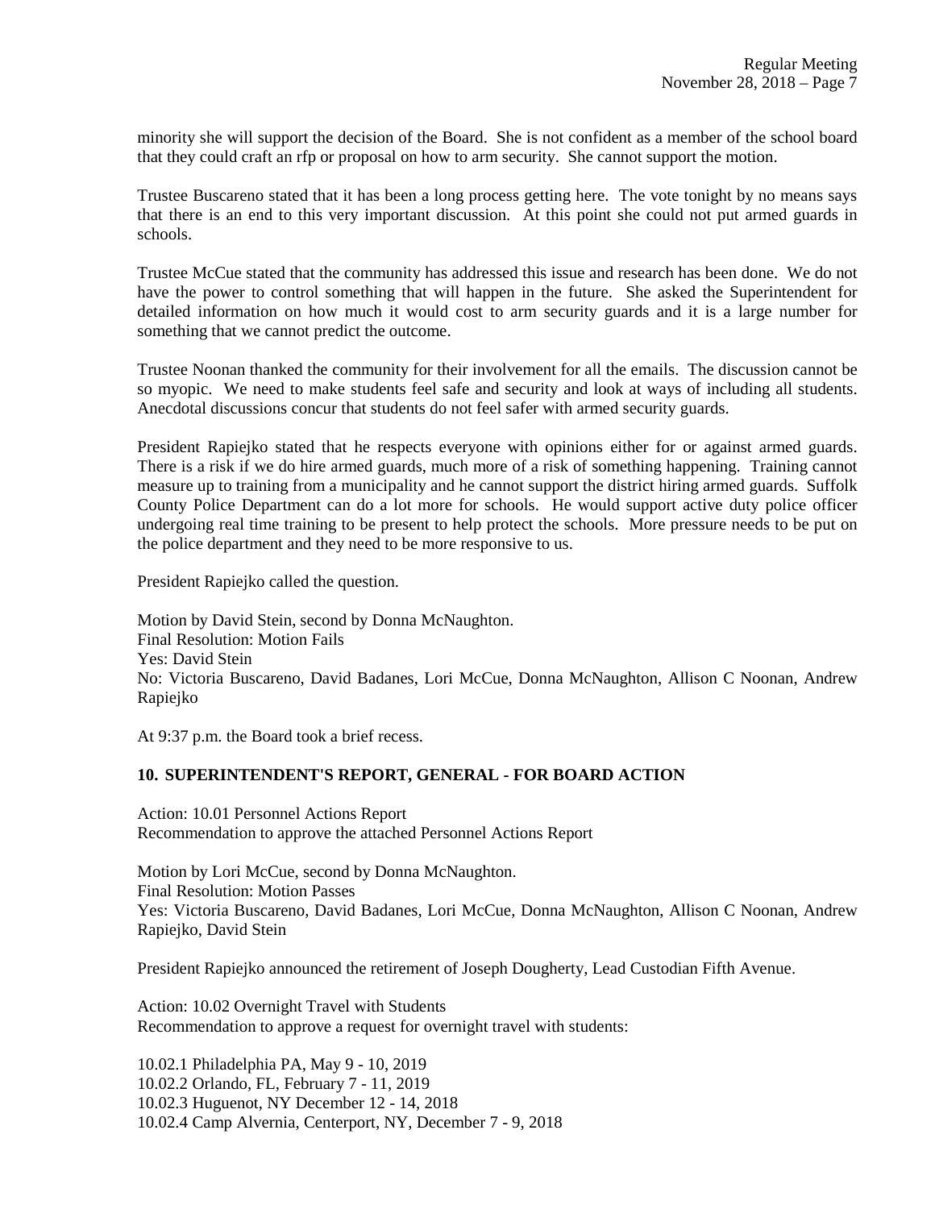minority she will support the decision of the Board. She is not confident as a member of the school board that they could craft an rfp or proposal on how to arm security. She cannot support the motion.

Trustee Buscareno stated that it has been a long process getting here. The vote tonight by no means says that there is an end to this very important discussion. At this point she could not put armed guards in schools.

Trustee McCue stated that the community has addressed this issue and research has been done. We do not have the power to control something that will happen in the future. She asked the Superintendent for detailed information on how much it would cost to arm security guards and it is a large number for something that we cannot predict the outcome.

Trustee Noonan thanked the community for their involvement for all the emails. The discussion cannot be so myopic. We need to make students feel safe and security and look at ways of including all students. Anecdotal discussions concur that students do not feel safer with armed security guards.

President Rapiejko stated that he respects everyone with opinions either for or against armed guards. There is a risk if we do hire armed guards, much more of a risk of something happening. Training cannot measure up to training from a municipality and he cannot support the district hiring armed guards. Suffolk County Police Department can do a lot more for schools. He would support active duty police officer undergoing real time training to be present to help protect the schools. More pressure needs to be put on the police department and they need to be more responsive to us.

President Rapiejko called the question.

Motion by David Stein, second by Donna McNaughton.
Final Resolution: Motion Fails
Yes: David Stein
No: Victoria Buscareno, David Badanes, Lori McCue, Donna McNaughton, Allison C Noonan, Andrew Rapiejko

At 9:37 p.m. the Board took a brief recess.

## 10. SUPERINTENDENT'S REPORT, GENERAL - FOR BOARD ACTION

Action: 10.01 Personnel Actions Report
Recommendation to approve the attached Personnel Actions Report

Motion by Lori McCue, second by Donna McNaughton.
Final Resolution: Motion Passes
Yes: Victoria Buscareno, David Badanes, Lori McCue, Donna McNaughton, Allison C Noonan, Andrew Rapiejko, David Stein

President Rapiejko announced the retirement of Joseph Dougherty, Lead Custodian Fifth Avenue.

Action: 10.02 Overnight Travel with Students
Recommendation to approve a request for overnight travel with students:

10.02.1 Philadelphia PA, May 9 - 10, 2019
10.02.2 Orlando, FL, February 7 - 11, 2019
10.02.3 Huguenot, NY December 12 - 14, 2018
10.02.4 Camp Alvernia, Centerport, NY, December 7 - 9, 2018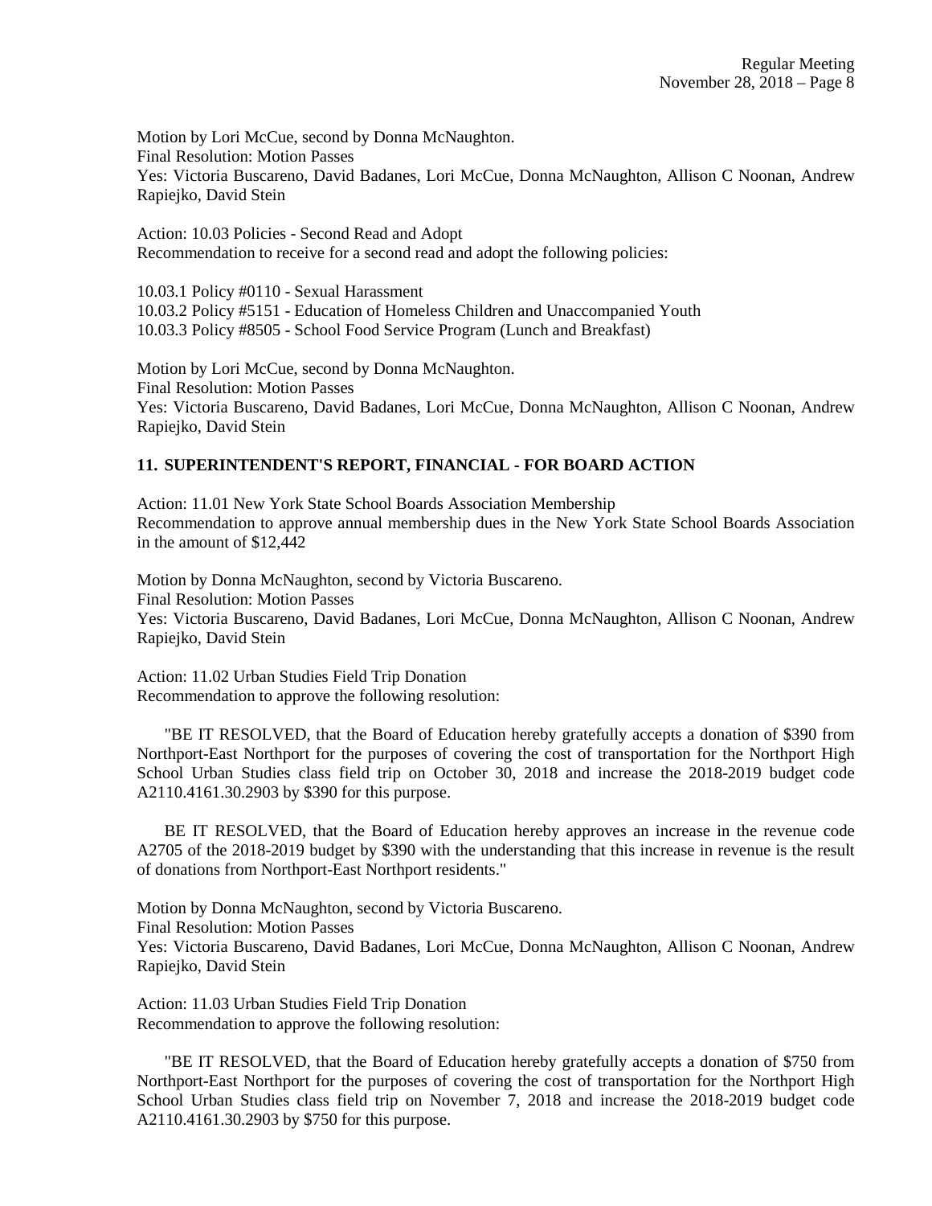Motion by Lori McCue, second by Donna McNaughton.
Final Resolution: Motion Passes
Yes: Victoria Buscareno, David Badanes, Lori McCue, Donna McNaughton, Allison C Noonan, Andrew Rapiejko, David Stein

Action: 10.03 Policies - Second Read and Adopt
Recommendation to receive for a second read and adopt the following policies:

10.03.1 Policy #0110 - Sexual Harassment
10.03.2 Policy #5151 - Education of Homeless Children and Unaccompanied Youth
10.03.3 Policy #8505 - School Food Service Program (Lunch and Breakfast)

Motion by Lori McCue, second by Donna McNaughton.
Final Resolution: Motion Passes
Yes: Victoria Buscareno, David Badanes, Lori McCue, Donna McNaughton, Allison C Noonan, Andrew Rapiejko, David Stein

## 11. SUPERINTENDENT'S REPORT, FINANCIAL - FOR BOARD ACTION

Action: 11.01 New York State School Boards Association Membership
Recommendation to approve annual membership dues in the New York State School Boards Association in the amount of $12,442

Motion by Donna McNaughton, second by Victoria Buscareno.
Final Resolution: Motion Passes
Yes: Victoria Buscareno, David Badanes, Lori McCue, Donna McNaughton, Allison C Noonan, Andrew Rapiejko, David Stein

Action: 11.02 Urban Studies Field Trip Donation
Recommendation to approve the following resolution:

"BE IT RESOLVED, that the Board of Education hereby gratefully accepts a donation of $390 from Northport-East Northport for the purposes of covering the cost of transportation for the Northport High School Urban Studies class field trip on October 30, 2018 and increase the 2018-2019 budget code A2110.4161.30.2903 by $390 for this purpose.

BE IT RESOLVED, that the Board of Education hereby approves an increase in the revenue code A2705 of the 2018-2019 budget by $390 with the understanding that this increase in revenue is the result of donations from Northport-East Northport residents."

Motion by Donna McNaughton, second by Victoria Buscareno.
Final Resolution: Motion Passes
Yes: Victoria Buscareno, David Badanes, Lori McCue, Donna McNaughton, Allison C Noonan, Andrew Rapiejko, David Stein

Action: 11.03 Urban Studies Field Trip Donation
Recommendation to approve the following resolution:

"BE IT RESOLVED, that the Board of Education hereby gratefully accepts a donation of $750 from Northport-East Northport for the purposes of covering the cost of transportation for the Northport High School Urban Studies class field trip on November 7, 2018 and increase the 2018-2019 budget code A2110.4161.30.2903 by $750 for this purpose.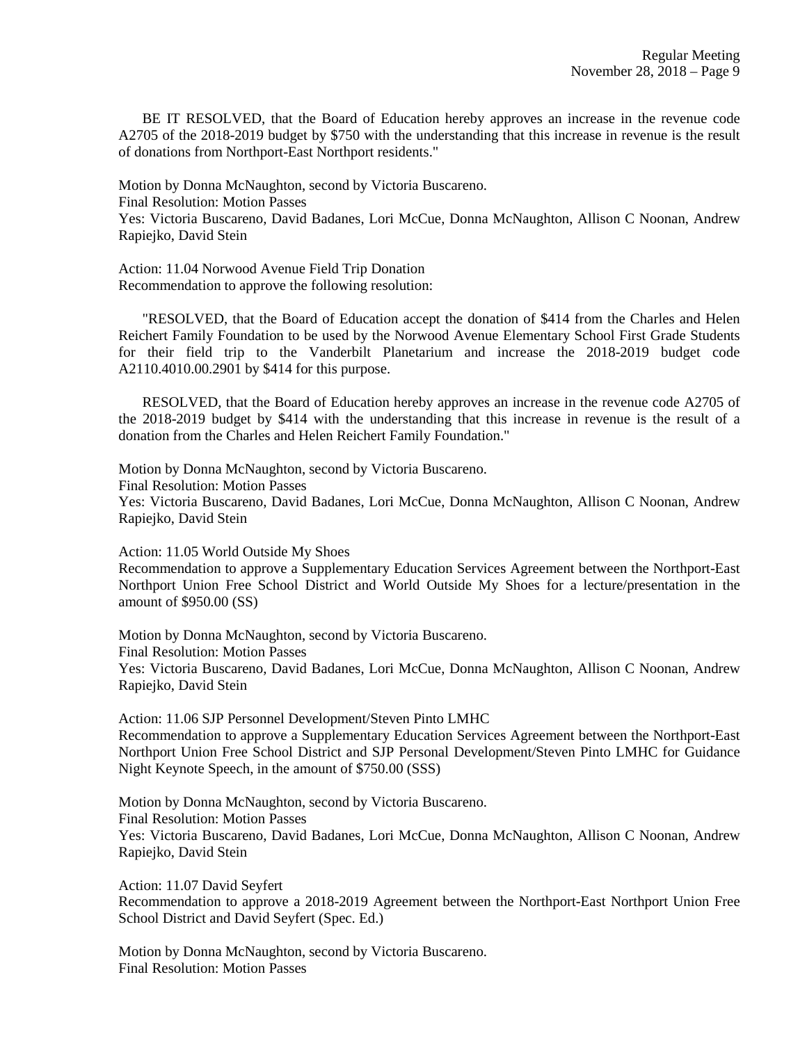BE IT RESOLVED, that the Board of Education hereby approves an increase in the revenue code A2705 of the 2018-2019 budget by $750 with the understanding that this increase in revenue is the result of donations from Northport-East Northport residents."

Motion by Donna McNaughton, second by Victoria Buscareno.
Final Resolution: Motion Passes
Yes: Victoria Buscareno, David Badanes, Lori McCue, Donna McNaughton, Allison C Noonan, Andrew Rapiejko, David Stein

Action: 11.04 Norwood Avenue Field Trip Donation
Recommendation to approve the following resolution:

"RESOLVED, that the Board of Education accept the donation of $414 from the Charles and Helen Reichert Family Foundation to be used by the Norwood Avenue Elementary School First Grade Students for their field trip to the Vanderbilt Planetarium and increase the 2018-2019 budget code A2110.4010.00.2901 by $414 for this purpose.

RESOLVED, that the Board of Education hereby approves an increase in the revenue code A2705 of the 2018-2019 budget by $414 with the understanding that this increase in revenue is the result of a donation from the Charles and Helen Reichert Family Foundation."

Motion by Donna McNaughton, second by Victoria Buscareno.
Final Resolution: Motion Passes
Yes: Victoria Buscareno, David Badanes, Lori McCue, Donna McNaughton, Allison C Noonan, Andrew Rapiejko, David Stein

Action: 11.05 World Outside My Shoes
Recommendation to approve a Supplementary Education Services Agreement between the Northport-East Northport Union Free School District and World Outside My Shoes for a lecture/presentation in the amount of $950.00 (SS)

Motion by Donna McNaughton, second by Victoria Buscareno.
Final Resolution: Motion Passes
Yes: Victoria Buscareno, David Badanes, Lori McCue, Donna McNaughton, Allison C Noonan, Andrew Rapiejko, David Stein

Action: 11.06 SJP Personnel Development/Steven Pinto LMHC
Recommendation to approve a Supplementary Education Services Agreement between the Northport-East Northport Union Free School District and SJP Personal Development/Steven Pinto LMHC for Guidance Night Keynote Speech, in the amount of $750.00 (SSS)

Motion by Donna McNaughton, second by Victoria Buscareno.
Final Resolution: Motion Passes
Yes: Victoria Buscareno, David Badanes, Lori McCue, Donna McNaughton, Allison C Noonan, Andrew Rapiejko, David Stein

Action: 11.07 David Seyfert
Recommendation to approve a 2018-2019 Agreement between the Northport-East Northport Union Free School District and David Seyfert (Spec. Ed.)

Motion by Donna McNaughton, second by Victoria Buscareno.
Final Resolution: Motion Passes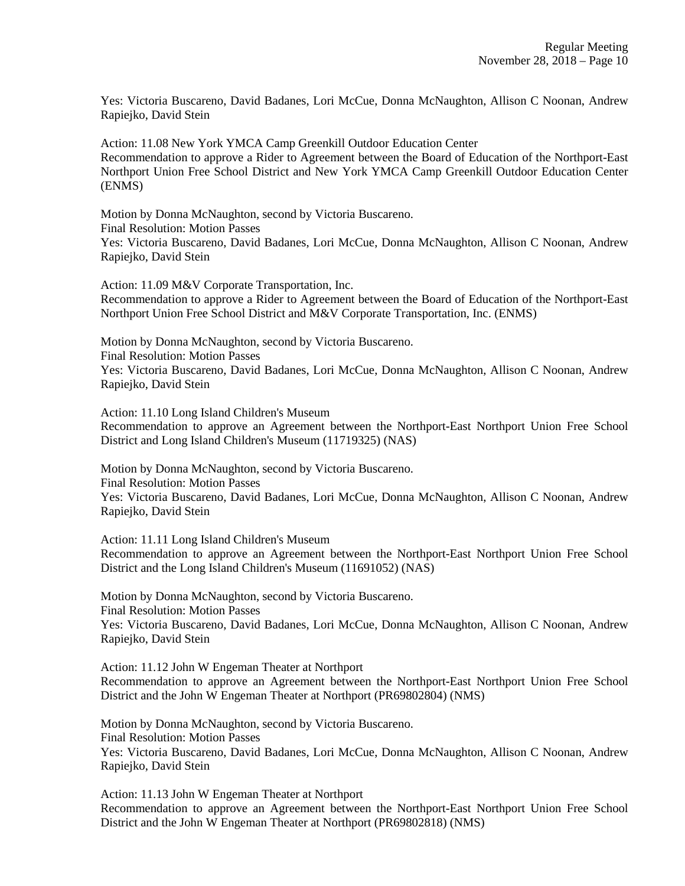Yes: Victoria Buscareno, David Badanes, Lori McCue, Donna McNaughton, Allison C Noonan, Andrew Rapiejko, David Stein

Action: 11.08 New York YMCA Camp Greenkill Outdoor Education Center
Recommendation to approve a Rider to Agreement between the Board of Education of the Northport-East Northport Union Free School District and New York YMCA Camp Greenkill Outdoor Education Center (ENMS)

Motion by Donna McNaughton, second by Victoria Buscareno.
Final Resolution: Motion Passes
Yes: Victoria Buscareno, David Badanes, Lori McCue, Donna McNaughton, Allison C Noonan, Andrew Rapiejko, David Stein

Action: 11.09 M&V Corporate Transportation, Inc.
Recommendation to approve a Rider to Agreement between the Board of Education of the Northport-East Northport Union Free School District and M&V Corporate Transportation, Inc. (ENMS)

Motion by Donna McNaughton, second by Victoria Buscareno.
Final Resolution: Motion Passes
Yes: Victoria Buscareno, David Badanes, Lori McCue, Donna McNaughton, Allison C Noonan, Andrew Rapiejko, David Stein

Action: 11.10 Long Island Children's Museum
Recommendation to approve an Agreement between the Northport-East Northport Union Free School District and Long Island Children's Museum (11719325) (NAS)

Motion by Donna McNaughton, second by Victoria Buscareno.
Final Resolution: Motion Passes
Yes: Victoria Buscareno, David Badanes, Lori McCue, Donna McNaughton, Allison C Noonan, Andrew Rapiejko, David Stein

Action: 11.11 Long Island Children's Museum
Recommendation to approve an Agreement between the Northport-East Northport Union Free School District and the Long Island Children's Museum (11691052) (NAS)

Motion by Donna McNaughton, second by Victoria Buscareno.
Final Resolution: Motion Passes
Yes: Victoria Buscareno, David Badanes, Lori McCue, Donna McNaughton, Allison C Noonan, Andrew Rapiejko, David Stein

Action: 11.12 John W Engeman Theater at Northport
Recommendation to approve an Agreement between the Northport-East Northport Union Free School District and the John W Engeman Theater at Northport (PR69802804) (NMS)

Motion by Donna McNaughton, second by Victoria Buscareno.
Final Resolution: Motion Passes
Yes: Victoria Buscareno, David Badanes, Lori McCue, Donna McNaughton, Allison C Noonan, Andrew Rapiejko, David Stein

Action: 11.13 John W Engeman Theater at Northport
Recommendation to approve an Agreement between the Northport-East Northport Union Free School District and the John W Engeman Theater at Northport (PR69802818) (NMS)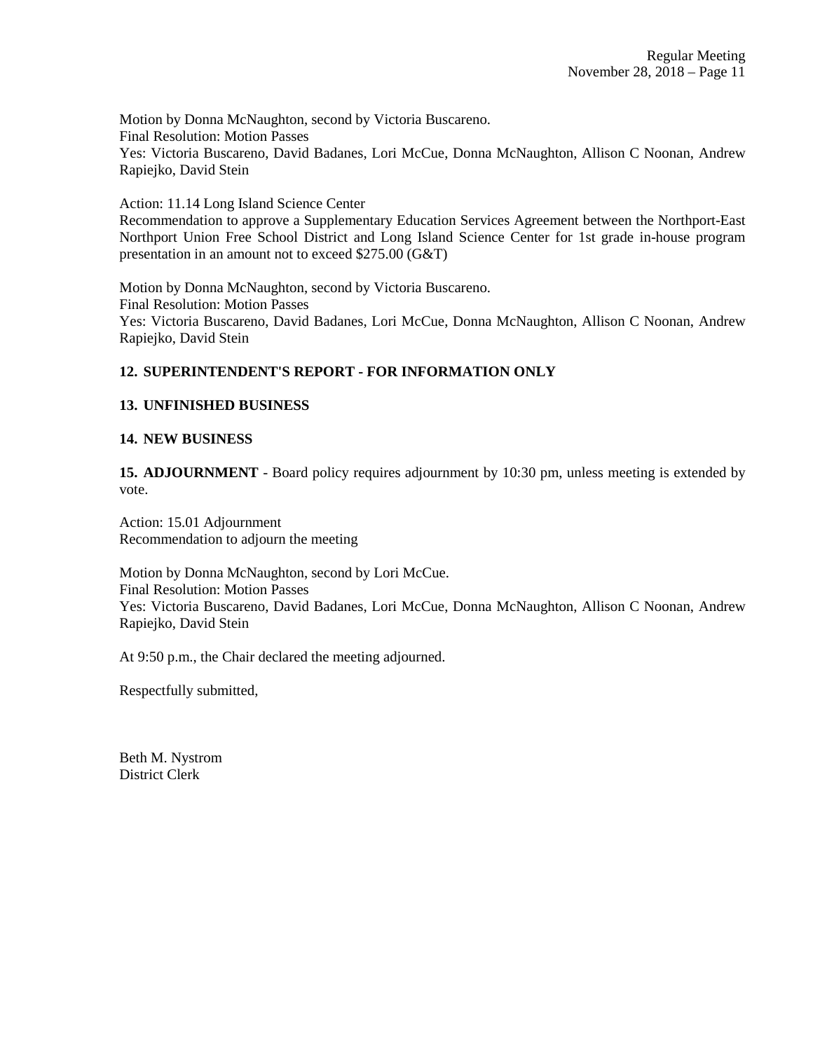Motion by Donna McNaughton, second by Victoria Buscareno.
Final Resolution: Motion Passes
Yes: Victoria Buscareno, David Badanes, Lori McCue, Donna McNaughton, Allison C Noonan, Andrew Rapiejko, David Stein

Action: 11.14 Long Island Science Center
Recommendation to approve a Supplementary Education Services Agreement between the Northport-East Northport Union Free School District and Long Island Science Center for 1st grade in-house program presentation in an amount not to exceed $275.00 (G&T)

Motion by Donna McNaughton, second by Victoria Buscareno.
Final Resolution: Motion Passes
Yes: Victoria Buscareno, David Badanes, Lori McCue, Donna McNaughton, Allison C Noonan, Andrew Rapiejko, David Stein

**12. SUPERINTENDENT'S REPORT - FOR INFORMATION ONLY**

**13. UNFINISHED BUSINESS**

**14. NEW BUSINESS**

**15. ADJOURNMENT** - Board policy requires adjournment by 10:30 pm, unless meeting is extended by vote.

Action: 15.01 Adjournment
Recommendation to adjourn the meeting

Motion by Donna McNaughton, second by Lori McCue.
Final Resolution: Motion Passes
Yes: Victoria Buscareno, David Badanes, Lori McCue, Donna McNaughton, Allison C Noonan, Andrew Rapiejko, David Stein

At 9:50 p.m., the Chair declared the meeting adjourned.

Respectfully submitted,

Beth M. Nystrom
District Clerk